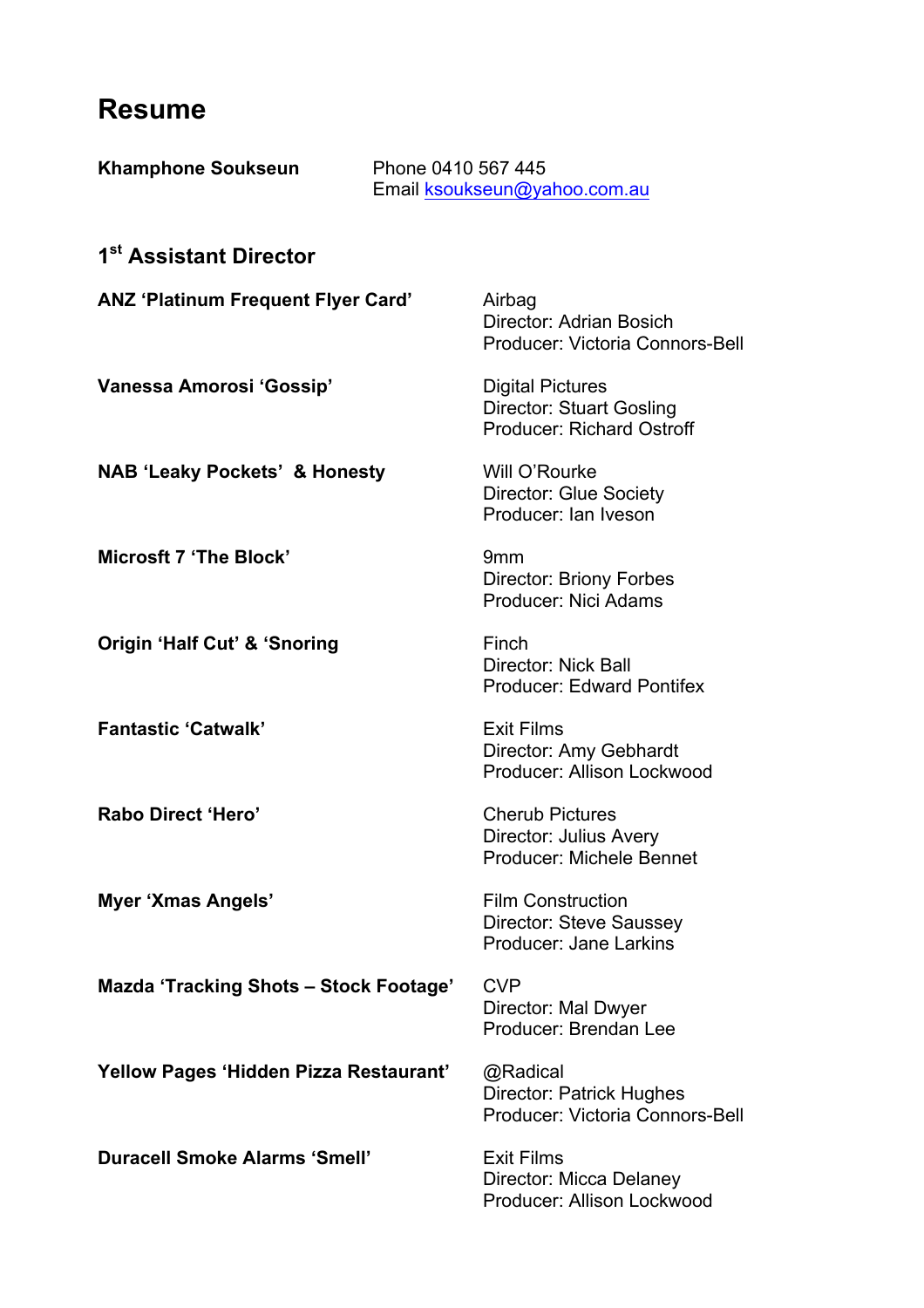# Resume

**Khamphone Soukseun**

Phone 0410 567 445
Email ksoukseun@yahoo.com.au

## 1st Assistant Director

**ANZ 'Platinum Frequent Flyer Card'**
Airbag
Director: Adrian Bosich
Producer: Victoria Connors-Bell

**Vanessa Amorosi 'Gossip'**
Digital Pictures
Director: Stuart Gosling
Producer: Richard Ostroff

**NAB 'Leaky Pockets' & Honesty**
Will O'Rourke
Director: Glue Society
Producer: Ian Iveson

**Microsft 7 'The Block'**
9mm
Director: Briony Forbes
Producer: Nici Adams

**Origin 'Half Cut' & 'Snoring**
Finch
Director: Nick Ball
Producer: Edward Pontifex

**Fantastic 'Catwalk'**
Exit Films
Director: Amy Gebhardt
Producer: Allison Lockwood

**Rabo Direct 'Hero'**
Cherub Pictures
Director: Julius Avery
Producer: Michele Bennet

**Myer 'Xmas Angels'**
Film Construction
Director: Steve Saussey
Producer: Jane Larkins

**Mazda 'Tracking Shots – Stock Footage'**
CVP
Director: Mal Dwyer
Producer: Brendan Lee

**Yellow Pages 'Hidden Pizza Restaurant'**
@Radical
Director: Patrick Hughes
Producer: Victoria Connors-Bell

**Duracell Smoke Alarms 'Smell'**
Exit Films
Director: Micca Delaney
Producer: Allison Lockwood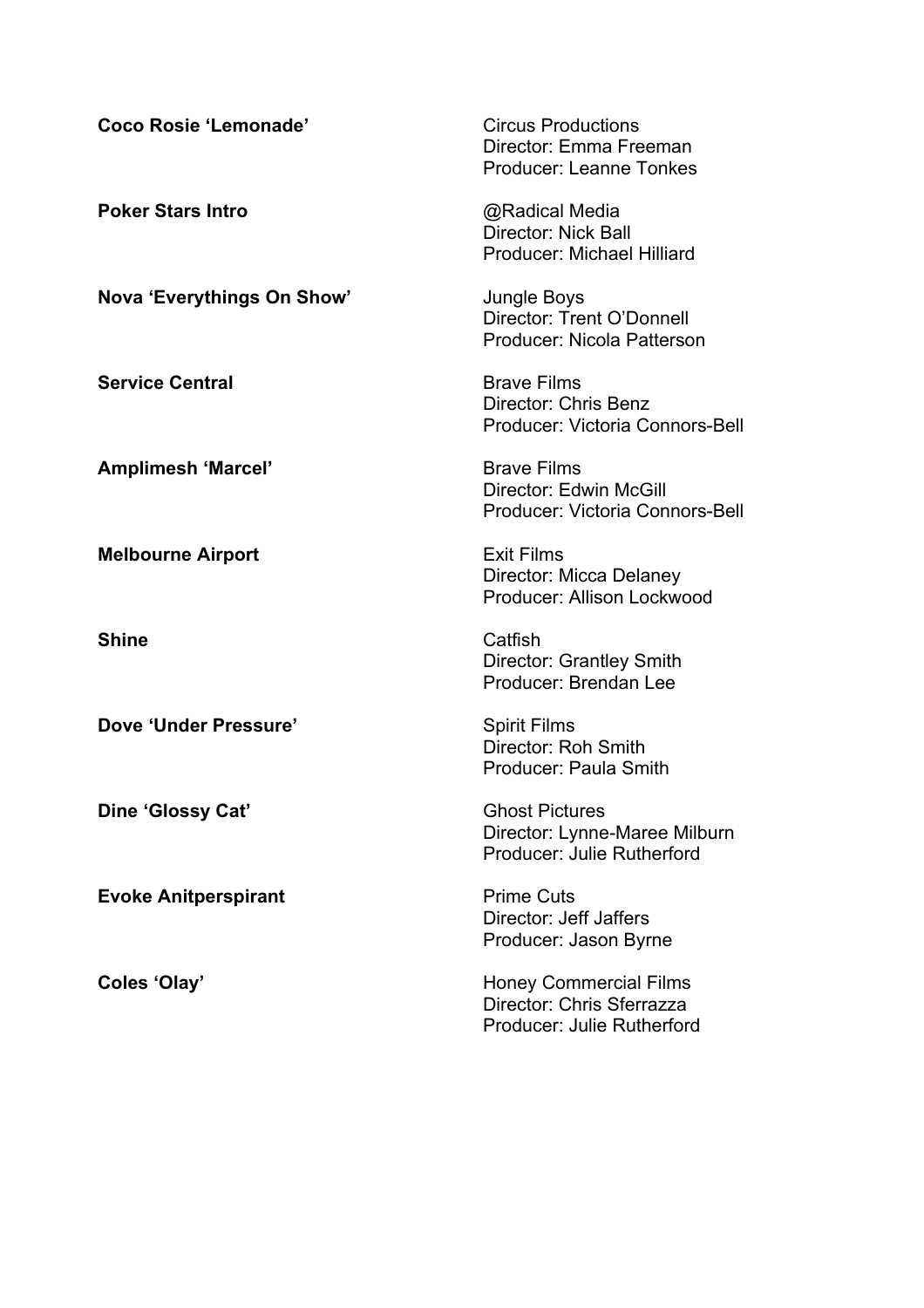**Coco Rosie 'Lemonade'**

Circus Productions
Director: Emma Freeman
Producer: Leanne Tonkes

**Poker Stars Intro**

@Radical Media
Director: Nick Ball
Producer: Michael Hilliard

**Nova 'Everythings On Show'**

Jungle Boys
Director: Trent O'Donnell
Producer: Nicola Patterson

**Service Central**

Brave Films
Director: Chris Benz
Producer: Victoria Connors-Bell

**Amplimesh 'Marcel'**

Brave Films
Director: Edwin McGill
Producer: Victoria Connors-Bell

**Melbourne Airport**

Exit Films
Director: Micca Delaney
Producer: Allison Lockwood

**Shine**

Catfish
Director: Grantley Smith
Producer: Brendan Lee

**Dove 'Under Pressure'**

Spirit Films
Director: Roh Smith
Producer: Paula Smith

**Dine 'Glossy Cat'**

Ghost Pictures
Director: Lynne-Maree Milburn
Producer: Julie Rutherford

**Evoke Anitperspirant**

Prime Cuts
Director: Jeff Jaffers
Producer: Jason Byrne

**Coles 'Olay'**

Honey Commercial Films
Director: Chris Sferrazza
Producer: Julie Rutherford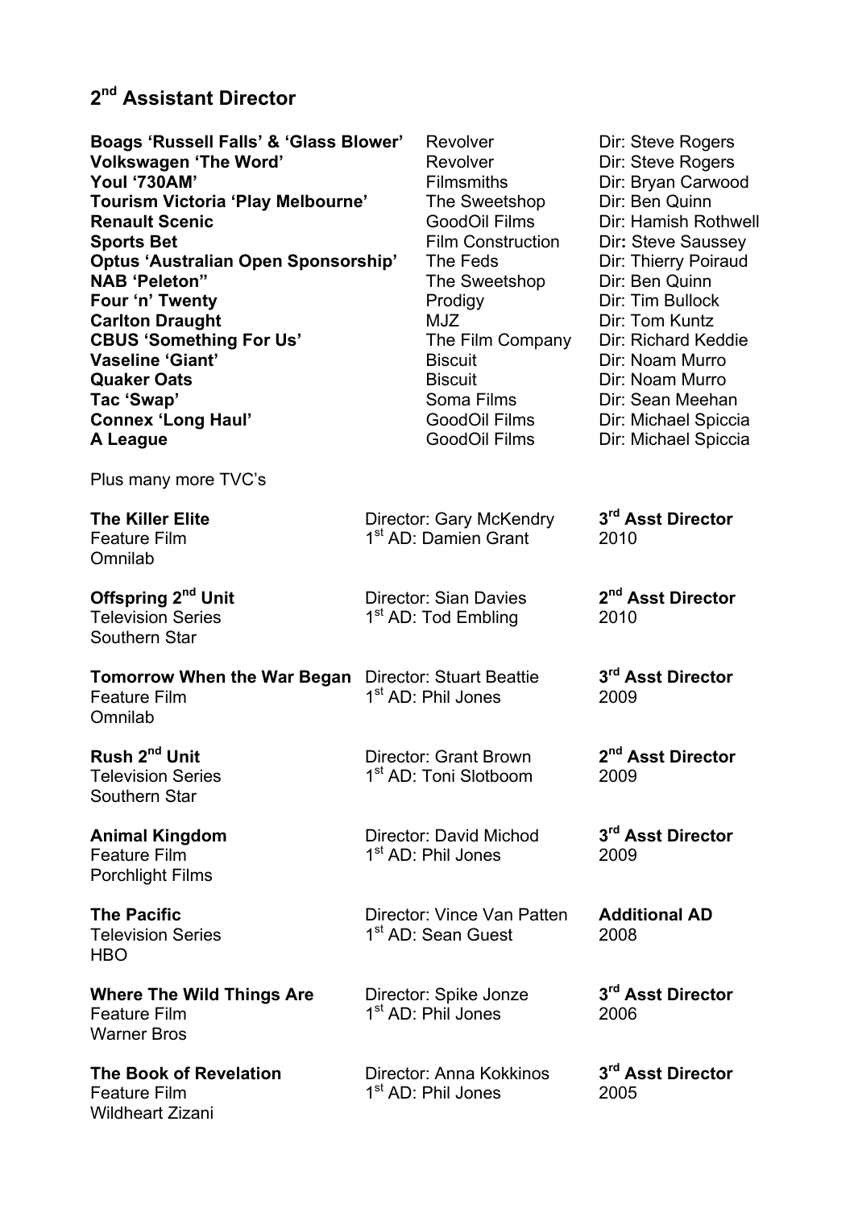## 2nd Assistant Director

| | | |
|---|---|---|
| **Boags 'Russell Falls' & 'Glass Blower'** | Revolver | Dir: Steve Rogers |
| **Volkswagen 'The Word'** | Revolver | Dir: Steve Rogers |
| **Youl '730AM'** | Filmsmiths | Dir: Bryan Carwood |
| **Tourism Victoria 'Play Melbourne'** | The Sweetshop | Dir: Ben Quinn |
| **Renault Scenic** | GoodOil Films | Dir: Hamish Rothwell |
| **Sports Bet** | Film Construction | Dir**:** Steve Saussey |
| **Optus 'Australian Open Sponsorship'** | The Feds | Dir: Thierry Poiraud |
| **NAB 'Peleton"** | The Sweetshop | Dir: Ben Quinn |
| **Four 'n' Twenty** | Prodigy | Dir: Tim Bullock |
| **Carlton Draught** | MJZ | Dir: Tom Kuntz |
| **CBUS 'Something For Us'** | The Film Company | Dir: Richard Keddie |
| **Vaseline 'Giant'** | Biscuit | Dir: Noam Murro |
| **Quaker Oats** | Biscuit | Dir: Noam Murro |
| **Tac 'Swap'** | Soma Films | Dir: Sean Meehan |
| **Connex 'Long Haul'** | GoodOil Films | Dir: Michael Spiccia |
| **A League** | GoodOil Films | Dir: Michael Spiccia |

Plus many more TVC's

| | | |
|---|---|---|
| **The Killer Elite**<br>Feature Film<br>Omnilab | Director: Gary McKendry<br>1st AD: Damien Grant | **3rd Asst Director**<br>2010 |
| **Offspring 2nd Unit**<br>Television Series<br>Southern Star | Director: Sian Davies<br>1st AD: Tod Embling | **2nd Asst Director**<br>2010 |
| **Tomorrow When the War Began**<br>Feature Film<br>Omnilab | Director: Stuart Beattie<br>1st AD: Phil Jones | **3rd Asst Director**<br>2009 |
| **Rush 2nd Unit**<br>Television Series<br>Southern Star | Director: Grant Brown<br>1st AD: Toni Slotboom | **2nd Asst Director**<br>2009 |
| **Animal Kingdom**<br>Feature Film<br>Porchlight Films | Director: David Michod<br>1st AD: Phil Jones | **3rd Asst Director**<br>2009 |
| **The Pacific**<br>Television Series<br>HBO | Director: Vince Van Patten<br>1st AD: Sean Guest | **Additional AD**<br>2008 |
| **Where The Wild Things Are**<br>Feature Film<br>Warner Bros | Director: Spike Jonze<br>1st AD: Phil Jones | **3rd Asst Director**<br>2006 |
| **The Book of Revelation**<br>Feature Film<br>Wildheart Zizani | Director: Anna Kokkinos<br>1st AD: Phil Jones | **3rd Asst Director**<br>2005 |